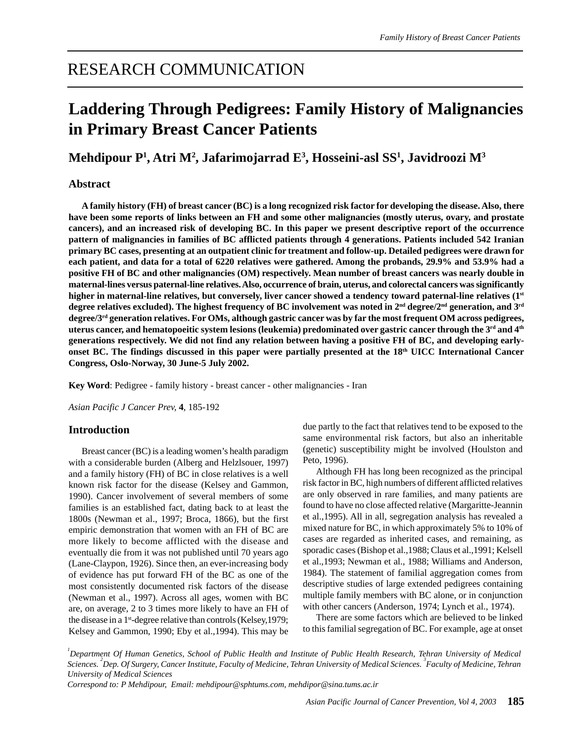# RESEARCH COMMUNICATION

# Laddering Through Pedigrees: Family History of Malignancies in Primary Breast Cancer Patients

**Mehdipour P[1], Atri M[2], Jafarimojarrad E[3], Hosseini-asl SS[1], Javidroozi M[3]**

## Abstract

**A family history (FH) of breast cancer (BC) is a long recognized risk factor for developing the disease. Also, there have been some reports of links between an FH and some other malignancies (mostly uterus, ovary, and prostate cancers), and an increased risk of developing BC. In this paper we present descriptive report of the occurrence pattern of malignancies in families of BC afflicted patients through 4 generations. Patients included 542 Iranian primary BC cases, presenting at an outpatient clinic for treatment and follow-up. Detailed pedigrees were drawn for each patient, and data for a total of 6220 relatives were gathered. Among the probands, 29.9% and 53.9% had a positive FH of BC and other malignancies (OM) respectively. Mean number of breast cancers was nearly double in maternal-lines versus paternal-line relatives. Also, occurrence of brain, uterus, and colorectal cancers was significantly higher in maternal-line relatives, but conversely, liver cancer showed a tendency toward paternal-line relatives (1st degree relatives excluded). The highest frequency of BC involvement was noted in 2nd degree/2nd generation, and 3rd degree/3rd generation relatives. For OMs, although gastric cancer was by far the most frequent OM across pedigrees, uterus cancer, and hematopoeitic system lesions (leukemia) predominated over gastric cancer through the 3rd and 4th generations respectively. We did not find any relation between having a positive FH of BC, and developing early-onset BC. The findings discussed in this paper were partially presented at the 18th UICC International Cancer Congress, Oslo-Norway, 30 June-5 July 2002.**

**Key Word**: Pedigree - family history - breast cancer - other malignancies - Iran

*Asian Pacific J Cancer Prev,* **4**, 185-192

## Introduction

Breast cancer (BC) is a leading women's health paradigm with a considerable burden (Alberg and Helzlsouer, 1997) and a family history (FH) of BC in close relatives is a well known risk factor for the disease (Kelsey and Gammon, 1990). Cancer involvement of several members of some families is an established fact, dating back to at least the 1800s (Newman et al., 1997; Broca, 1866), but the first empiric demonstration that women with an FH of BC are more likely to become afflicted with the disease and eventually die from it was not published until 70 years ago (Lane-Claypon, 1926). Since then, an ever-increasing body of evidence has put forward FH of the BC as one of the most consistently documented risk factors of the disease (Newman et al., 1997). Across all ages, women with BC are, on average, 2 to 3 times more likely to have an FH of the disease in a 1st-degree relative than controls (Kelsey,1979; Kelsey and Gammon, 1990; Eby et al.,1994). This may be due partly to the fact that relatives tend to be exposed to the same environmental risk factors, but also an inheritable (genetic) susceptibility might be involved (Houlston and Peto, 1996).

Although FH has long been recognized as the principal risk factor in BC, high numbers of different afflicted relatives are only observed in rare families, and many patients are found to have no close affected relative (Margaritte-Jeannin et al.,1995). All in all, segregation analysis has revealed a mixed nature for BC, in which approximately 5% to 10% of cases are regarded as inherited cases, and remaining, as sporadic cases (Bishop et al.,1988; Claus et al.,1991; Kelsell et al.,1993; Newman et al., 1988; Williams and Anderson, 1984). The statement of familial aggregation comes from descriptive studies of large extended pedigrees containing multiple family members with BC alone, or in conjunction with other cancers (Anderson, 1974; Lynch et al., 1974).

There are some factors which are believed to be linked to this familial segregation of BC. For example, age at onset

*[1]Department Of Human Genetics, School of Public Health and Institute of Public Health Research, Tehran University of Medical Sciences. [2]Dep. Of Surgery, Cancer Institute, Faculty of Medicine, Tehran University of Medical Sciences. [3]Faculty of Medicine, Tehran University of Medical Sciences*

*Correspond to: P Mehdipour, Email: mehdipour@sphtums.com, mehdipor@sina.tums.ac.ir*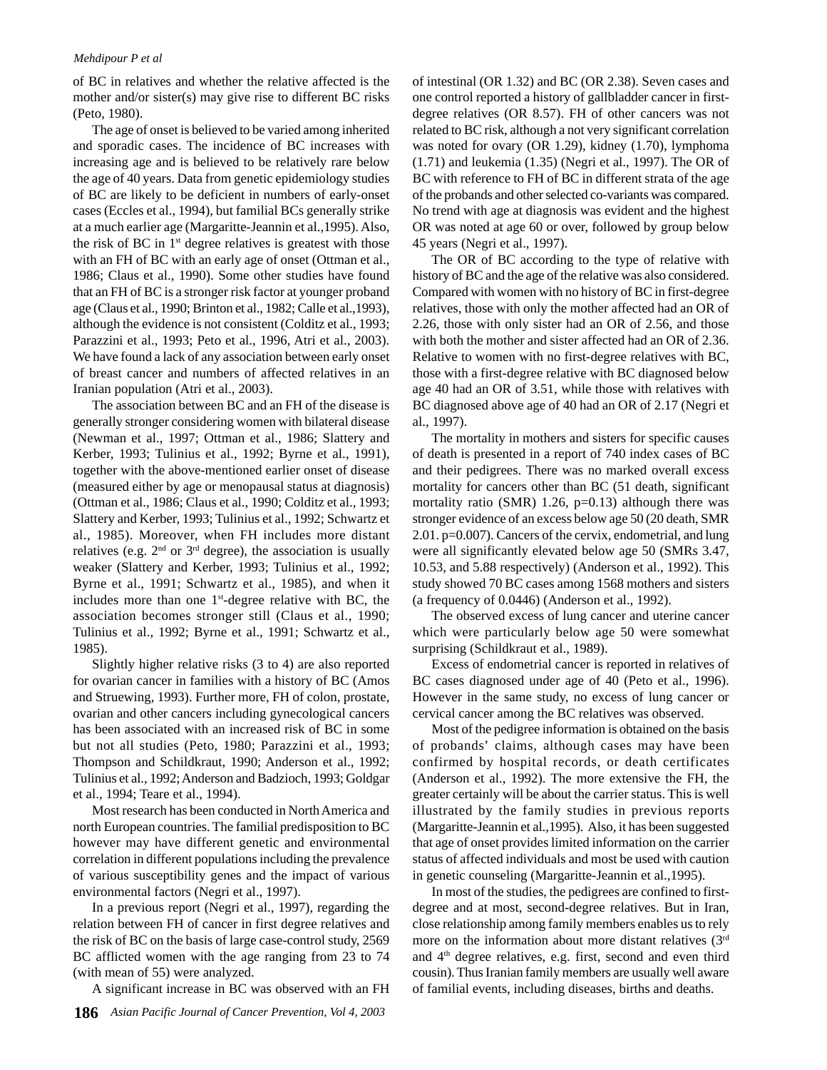of BC in relatives and whether the relative affected is the mother and/or sister(s) may give rise to different BC risks (Peto, 1980).

The age of onset is believed to be varied among inherited and sporadic cases. The incidence of BC increases with increasing age and is believed to be relatively rare below the age of 40 years. Data from genetic epidemiology studies of BC are likely to be deficient in numbers of early-onset cases (Eccles et al., 1994), but familial BCs generally strike at a much earlier age (Margaritte-Jeannin et al.,1995). Also, the risk of BC in 1st degree relatives is greatest with those with an FH of BC with an early age of onset (Ottman et al., 1986; Claus et al., 1990). Some other studies have found that an FH of BC is a stronger risk factor at younger proband age (Claus et al., 1990; Brinton et al., 1982; Calle et al.,1993), although the evidence is not consistent (Colditz et al., 1993; Parazzini et al., 1993; Peto et al., 1996, Atri et al., 2003). We have found a lack of any association between early onset of breast cancer and numbers of affected relatives in an Iranian population (Atri et al., 2003).

The association between BC and an FH of the disease is generally stronger considering women with bilateral disease (Newman et al., 1997; Ottman et al., 1986; Slattery and Kerber, 1993; Tulinius et al., 1992; Byrne et al., 1991), together with the above-mentioned earlier onset of disease (measured either by age or menopausal status at diagnosis) (Ottman et al., 1986; Claus et al., 1990; Colditz et al., 1993; Slattery and Kerber, 1993; Tulinius et al., 1992; Schwartz et al., 1985). Moreover, when FH includes more distant relatives (e.g. 2nd or 3rd degree), the association is usually weaker (Slattery and Kerber, 1993; Tulinius et al., 1992; Byrne et al., 1991; Schwartz et al., 1985), and when it includes more than one 1st-degree relative with BC, the association becomes stronger still (Claus et al., 1990; Tulinius et al., 1992; Byrne et al., 1991; Schwartz et al., 1985).

Slightly higher relative risks (3 to 4) are also reported for ovarian cancer in families with a history of BC (Amos and Struewing, 1993). Further more, FH of colon, prostate, ovarian and other cancers including gynecological cancers has been associated with an increased risk of BC in some but not all studies (Peto, 1980; Parazzini et al., 1993; Thompson and Schildkraut, 1990; Anderson et al., 1992; Tulinius et al., 1992; Anderson and Badzioch, 1993; Goldgar et al., 1994; Teare et al., 1994).

Most research has been conducted in North America and north European countries. The familial predisposition to BC however may have different genetic and environmental correlation in different populations including the prevalence of various susceptibility genes and the impact of various environmental factors (Negri et al., 1997).

In a previous report (Negri et al., 1997), regarding the relation between FH of cancer in first degree relatives and the risk of BC on the basis of large case-control study, 2569 BC afflicted women with the age ranging from 23 to 74 (with mean of 55) were analyzed.

A significant increase in BC was observed with an FH of intestinal (OR 1.32) and BC (OR 2.38). Seven cases and one control reported a history of gallbladder cancer in first-degree relatives (OR 8.57). FH of other cancers was not related to BC risk, although a not very significant correlation was noted for ovary (OR 1.29), kidney (1.70), lymphoma (1.71) and leukemia (1.35) (Negri et al., 1997). The OR of BC with reference to FH of BC in different strata of the age of the probands and other selected co-variants was compared. No trend with age at diagnosis was evident and the highest OR was noted at age 60 or over, followed by group below 45 years (Negri et al., 1997).

The OR of BC according to the type of relative with history of BC and the age of the relative was also considered. Compared with women with no history of BC in first-degree relatives, those with only the mother affected had an OR of 2.26, those with only sister had an OR of 2.56, and those with both the mother and sister affected had an OR of 2.36. Relative to women with no first-degree relatives with BC, those with a first-degree relative with BC diagnosed below age 40 had an OR of 3.51, while those with relatives with BC diagnosed above age of 40 had an OR of 2.17 (Negri et al., 1997).

The mortality in mothers and sisters for specific causes of death is presented in a report of 740 index cases of BC and their pedigrees. There was no marked overall excess mortality for cancers other than BC (51 death, significant mortality ratio (SMR) 1.26, p=0.13) although there was stronger evidence of an excess below age 50 (20 death, SMR 2.01. p=0.007). Cancers of the cervix, endometrial, and lung were all significantly elevated below age 50 (SMRs 3.47, 10.53, and 5.88 respectively) (Anderson et al., 1992). This study showed 70 BC cases among 1568 mothers and sisters (a frequency of 0.0446) (Anderson et al., 1992).

The observed excess of lung cancer and uterine cancer which were particularly below age 50 were somewhat surprising (Schildkraut et al., 1989).

Excess of endometrial cancer is reported in relatives of BC cases diagnosed under age of 40 (Peto et al., 1996). However in the same study, no excess of lung cancer or cervical cancer among the BC relatives was observed.

Most of the pedigree information is obtained on the basis of probands' claims, although cases may have been confirmed by hospital records, or death certificates (Anderson et al., 1992). The more extensive the FH, the greater certainly will be about the carrier status. This is well illustrated by the family studies in previous reports (Margaritte-Jeannin et al.,1995). Also, it has been suggested that age of onset provides limited information on the carrier status of affected individuals and most be used with caution in genetic counseling (Margaritte-Jeannin et al.,1995).

In most of the studies, the pedigrees are confined to first-degree and at most, second-degree relatives. But in Iran, close relationship among family members enables us to rely more on the information about more distant relatives (3rd and 4th degree relatives, e.g. first, second and even third cousin). Thus Iranian family members are usually well aware of familial events, including diseases, births and deaths.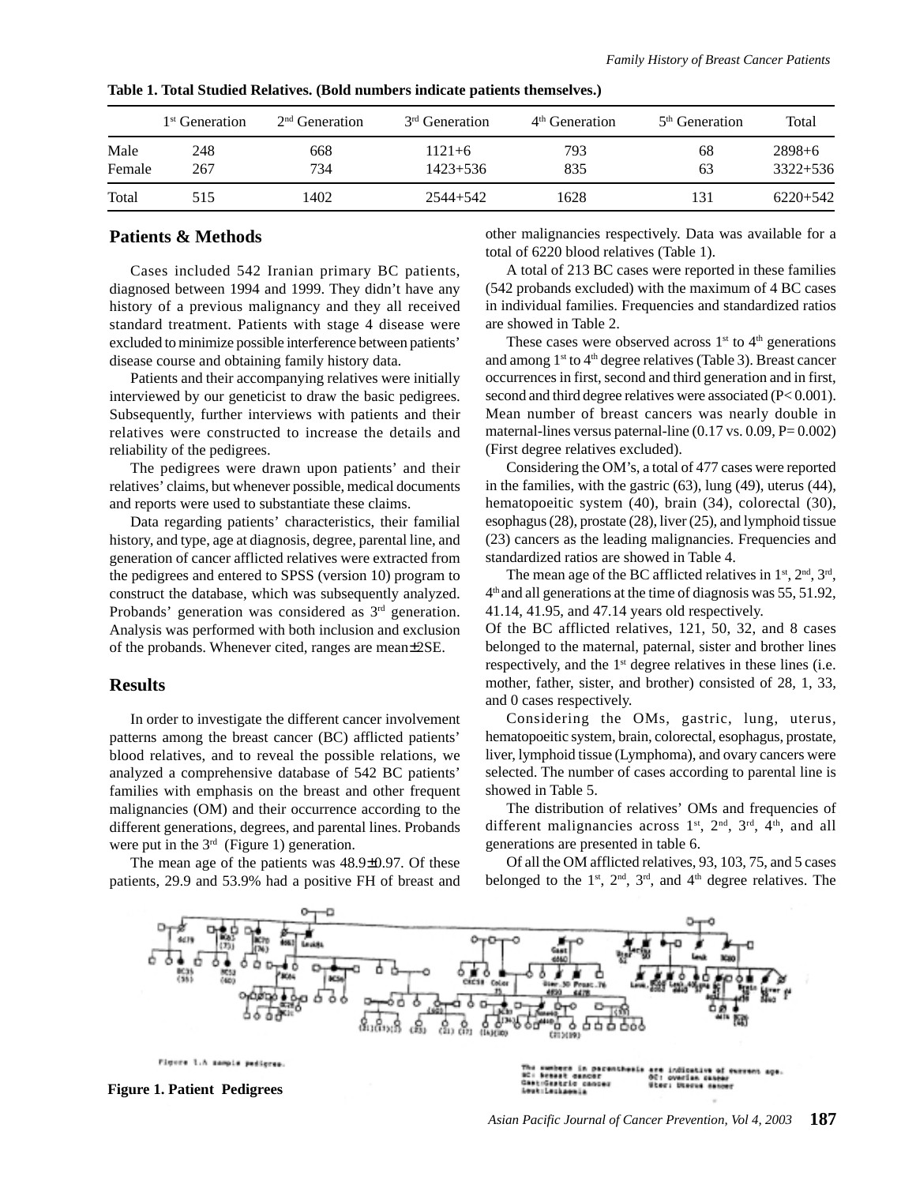Table 1. Total Studied Relatives. (Bold numbers indicate patients themselves.)

| | 1st Generation | 2nd Generation | 3rd Generation | 4th Generation | 5th Generation | Total |
|---|---|---|---|---|---|---|
| Male | 248 | 668 | 1121+**6** | 793 | 68 | 2898+**6** |
| Female | 267 | 734 | 1423+**536** | 835 | 63 | 3322+**536** |
| Total | 515 | 1402 | 2544+**542** | 1628 | 131 | 6220+**542** |

## Patients & Methods

Cases included 542 Iranian primary BC patients, diagnosed between 1994 and 1999. They didn't have any history of a previous malignancy and they all received standard treatment. Patients with stage 4 disease were excluded to minimize possible interference between patients' disease course and obtaining family history data.

Patients and their accompanying relatives were initially interviewed by our geneticist to draw the basic pedigrees. Subsequently, further interviews with patients and their relatives were constructed to increase the details and reliability of the pedigrees.

The pedigrees were drawn upon patients' and their relatives' claims, but whenever possible, medical documents and reports were used to substantiate these claims.

Data regarding patients' characteristics, their familial history, and type, age at diagnosis, degree, parental line, and generation of cancer afflicted relatives were extracted from the pedigrees and entered to SPSS (version 10) program to construct the database, which was subsequently analyzed. Probands' generation was considered as 3rd generation. Analysis was performed with both inclusion and exclusion of the probands. Whenever cited, ranges are mean±2SE.

## Results

In order to investigate the different cancer involvement patterns among the breast cancer (BC) afflicted patients' blood relatives, and to reveal the possible relations, we analyzed a comprehensive database of 542 BC patients' families with emphasis on the breast and other frequent malignancies (OM) and their occurrence according to the different generations, degrees, and parental lines. Probands were put in the 3rd (Figure 1) generation.

The mean age of the patients was 48.9±0.97. Of these patients, 29.9 and 53.9% had a positive FH of breast and other malignancies respectively. Data was available for a total of 6220 blood relatives (Table 1).

A total of 213 BC cases were reported in these families (542 probands excluded) with the maximum of 4 BC cases in individual families. Frequencies and standardized ratios are showed in Table 2.

These cases were observed across 1st to 4th generations and among 1st to 4th degree relatives (Table 3). Breast cancer occurrences in first, second and third generation and in first, second and third degree relatives were associated ($P< 0.001$). Mean number of breast cancers was nearly double in maternal-lines versus paternal-line (0.17 vs. 0.09, $P= 0.002$) (First degree relatives excluded).

Considering the OM's, a total of 477 cases were reported in the families, with the gastric (63), lung (49), uterus (44), hematopoeitic system (40), brain (34), colorectal (30), esophagus (28), prostate (28), liver (25), and lymphoid tissue (23) cancers as the leading malignancies. Frequencies and standardized ratios are showed in Table 4.

The mean age of the BC afflicted relatives in 1st, 2nd, 3rd, 4th and all generations at the time of diagnosis was 55, 51.92, 41.14, 41.95, and 47.14 years old respectively.

Of the BC afflicted relatives, 121, 50, 32, and 8 cases belonged to the maternal, paternal, sister and brother lines respectively, and the 1st degree relatives in these lines (i.e. mother, father, sister, and brother) consisted of 28, 1, 33, and 0 cases respectively.

Considering the OMs, gastric, lung, uterus, hematopoeitic system, brain, colorectal, esophagus, prostate, liver, lymphoid tissue (Lymphoma), and ovary cancers were selected. The number of cases according to parental line is showed in Table 5.

The distribution of relatives' OMs and frequencies of different malignancies across 1st, 2nd, 3rd, 4th, and all generations are presented in table 6.

Of all the OM afflicted relatives, 93, 103, 75, and 5 cases belonged to the 1st, 2nd, 3rd, and 4th degree relatives. The

Figure 1. Patient Pedigrees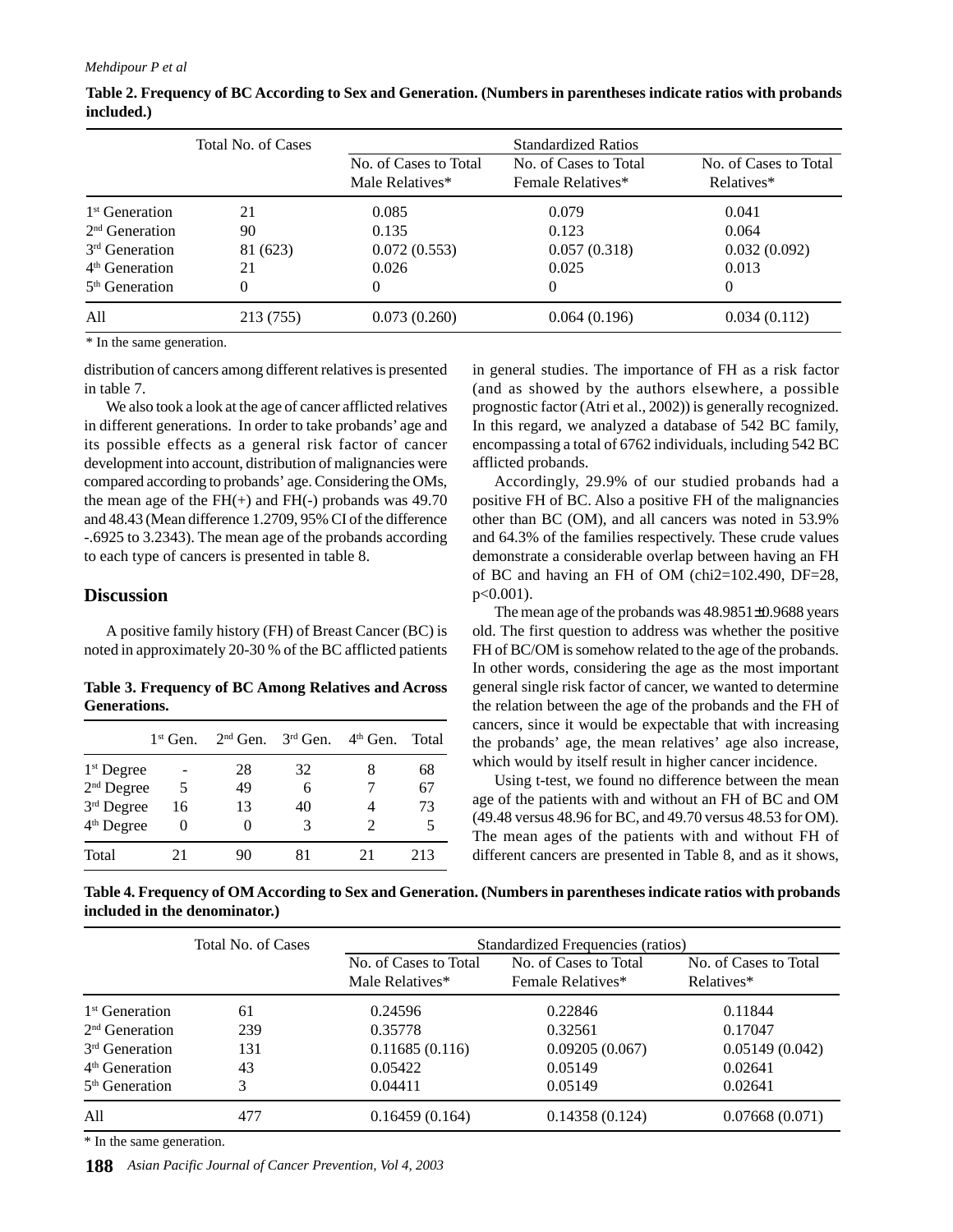**Table 2. Frequency of BC According to Sex and Generation. (Numbers in parentheses indicate ratios with probands included.)**

| | Total No. of Cases | Standardized Ratios | | |
|---|---|---|---|---|
| | | No. of Cases to Total Male Relatives* | No. of Cases to Total Female Relatives* | No. of Cases to Total Relatives* |
| 1st Generation | 21 | 0.085 | 0.079 | 0.041 |
| 2nd Generation | 90 | 0.135 | 0.123 | 0.064 |
| 3rd Generation | 81 (623) | 0.072 (0.553) | 0.057 (0.318) | 0.032 (0.092) |
| 4th Generation | 21 | 0.026 | 0.025 | 0.013 |
| 5th Generation | 0 | 0 | 0 | 0 |
| All | 213 (755) | 0.073 (0.260) | 0.064 (0.196) | 0.034 (0.112) |

\* In the same generation.

distribution of cancers among different relatives is presented in table 7.

We also took a look at the age of cancer afflicted relatives in different generations. In order to take probands' age and its possible effects as a general risk factor of cancer development into account, distribution of malignancies were compared according to probands' age. Considering the OMs, the mean age of the FH(+) and FH(-) probands was 49.70 and 48.43 (Mean difference 1.2709, 95% CI of the difference -.6925 to 3.2343). The mean age of the probands according to each type of cancers is presented in table 8.

## Discussion

A positive family history (FH) of Breast Cancer (BC) is noted in approximately 20-30 % of the BC afflicted patients in general studies. The importance of FH as a risk factor (and as showed by the authors elsewhere, a possible prognostic factor (Atri et al., 2002)) is generally recognized. In this regard, we analyzed a database of 542 BC family, encompassing a total of 6762 individuals, including 542 BC afflicted probands.

Accordingly, 29.9% of our studied probands had a positive FH of BC. Also a positive FH of the malignancies other than BC (OM), and all cancers was noted in 53.9% and 64.3% of the families respectively. These crude values demonstrate a considerable overlap between having an FH of BC and having an FH of OM (chi2=102.490, DF=28, $p<0.001$).

The mean age of the probands was 48.9851±0.9688 years old. The first question to address was whether the positive FH of BC/OM is somehow related to the age of the probands. In other words, considering the age as the most important general single risk factor of cancer, we wanted to determine the relation between the age of the probands and the FH of cancers, since it would be expectable that with increasing the probands' age, the mean relatives' age also increase, which would by itself result in higher cancer incidence.

Using t-test, we found no difference between the mean age of the patients with and without an FH of BC and OM (49.48 versus 48.96 for BC, and 49.70 versus 48.53 for OM). The mean ages of the patients with and without FH of different cancers are presented in Table 8, and as it shows,

**Table 3. Frequency of BC Among Relatives and Across Generations.**

| | 1st Gen. | 2nd Gen. | 3rd Gen. | 4th Gen. | Total |
|---|---|---|---|---|---|
| 1st Degree | - | 28 | 32 | 8 | 68 |
| 2nd Degree | 5 | 49 | 6 | 7 | 67 |
| 3rd Degree | 16 | 13 | 40 | 4 | 73 |
| 4th Degree | 0 | 0 | 3 | 2 | 5 |
| Total | 21 | 90 | 81 | 21 | 213 |

**Table 4. Frequency of OM According to Sex and Generation. (Numbers in parentheses indicate ratios with probands included in the denominator.)**

| | Total No. of Cases | Standardized Frequencies (ratios) | | |
|---|---|---|---|---|
| | | No. of Cases to Total Male Relatives* | No. of Cases to Total Female Relatives* | No. of Cases to Total Relatives* |
| 1st Generation | 61 | 0.24596 | 0.22846 | 0.11844 |
| 2nd Generation | 239 | 0.35778 | 0.32561 | 0.17047 |
| 3rd Generation | 131 | 0.11685 (0.116) | 0.09205 (0.067) | 0.05149 (0.042) |
| 4th Generation | 43 | 0.05422 | 0.05149 | 0.02641 |
| 5th Generation | 3 | 0.04411 | 0.05149 | 0.02641 |
| All | 477 | 0.16459 (0.164) | 0.14358 (0.124) | 0.07668 (0.071) |

\* In the same generation.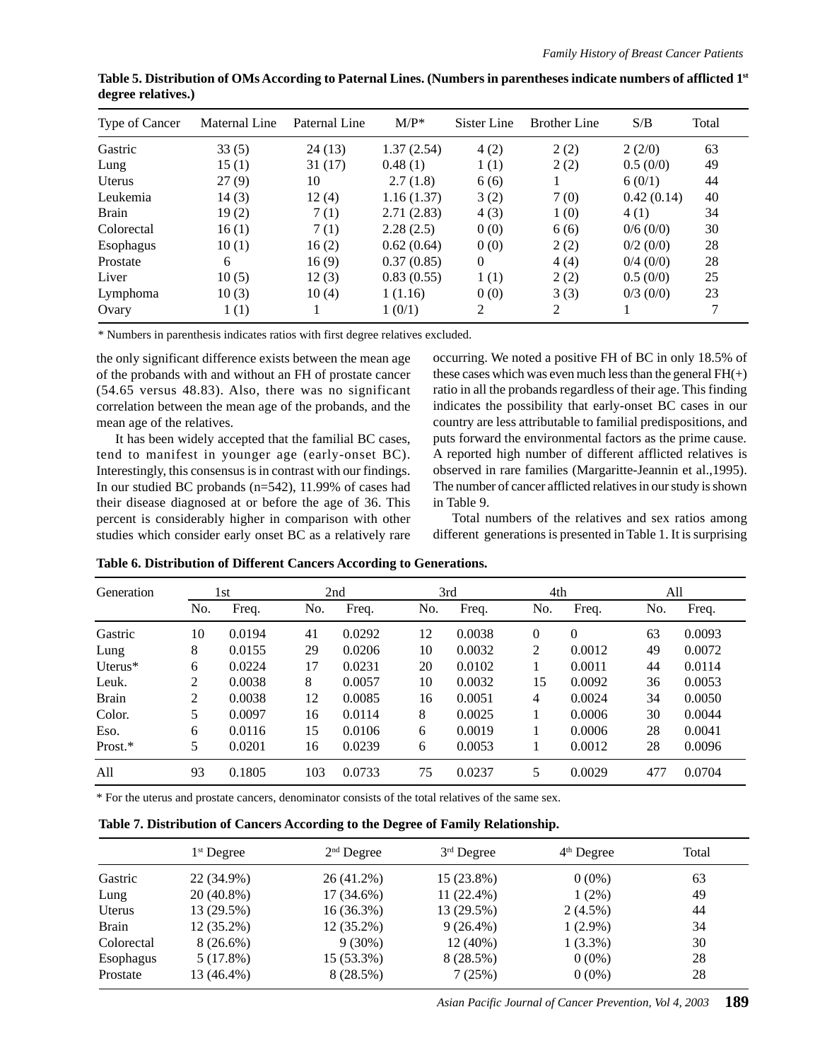**Table 5. Distribution of OMs According to Paternal Lines. (Numbers in parentheses indicate numbers of afflicted 1st degree relatives.)**

| Type of Cancer | Maternal Line | Paternal Line | M/P* | Sister Line | Brother Line | S/B | Total |
|---|---|---|---|---|---|---|---|
| Gastric | 33 (5) | 24 (13) | 1.37 (2.54) | 4 (2) | 2 (2) | 2 (2/0) | 63 |
| Lung | 15 (1) | 31 (17) | 0.48 (1) | 1 (1) | 2 (2) | 0.5 (0/0) | 49 |
| Uterus | 27 (9) | 10 | 2.7 (1.8) | 6 (6) | 1 | 6 (0/1) | 44 |
| Leukemia | 14 (3) | 12 (4) | 1.16 (1.37) | 3 (2) | 7 (0) | 0.42 (0.14) | 40 |
| Brain | 19 (2) | 7 (1) | 2.71 (2.83) | 4 (3) | 1 (0) | 4 (1) | 34 |
| Colorectal | 16 (1) | 7 (1) | 2.28 (2.5) | 0 (0) | 6 (6) | 0/6 (0/0) | 30 |
| Esophagus | 10 (1) | 16 (2) | 0.62 (0.64) | 0 (0) | 2 (2) | 0/2 (0/0) | 28 |
| Prostate | 6 | 16 (9) | 0.37 (0.85) | 0 | 4 (4) | 0/4 (0/0) | 28 |
| Liver | 10 (5) | 12 (3) | 0.83 (0.55) | 1 (1) | 2 (2) | 0.5 (0/0) | 25 |
| Lymphoma | 10 (3) | 10 (4) | 1 (1.16) | 0 (0) | 3 (3) | 0/3 (0/0) | 23 |
| Ovary | 1 (1) | 1 | 1 (0/1) | 2 | 2 | 1 | 7 |

\* Numbers in parenthesis indicates ratios with first degree relatives excluded.

the only significant difference exists between the mean age of the probands with and without an FH of prostate cancer (54.65 versus 48.83). Also, there was no significant correlation between the mean age of the probands, and the mean age of the relatives.

It has been widely accepted that the familial BC cases, tend to manifest in younger age (early-onset BC). Interestingly, this consensus is in contrast with our findings. In our studied BC probands (n=542), 11.99% of cases had their disease diagnosed at or before the age of 36. This percent is considerably higher in comparison with other studies which consider early onset BC as a relatively rare occurring. We noted a positive FH of BC in only 18.5% of these cases which was even much less than the general FH(+) ratio in all the probands regardless of their age. This finding indicates the possibility that early-onset BC cases in our country are less attributable to familial predispositions, and puts forward the environmental factors as the prime cause. A reported high number of different afflicted relatives is observed in rare families (Margaritte-Jeannin et al.,1995). The number of cancer afflicted relatives in our study is shown in Table 9.

Total numbers of the relatives and sex ratios among different generations is presented in Table 1. It is surprising

**Table 6. Distribution of Different Cancers According to Generations.**

| Generation | 1st | | 2nd | | 3rd | | 4th | | All | |
|---|---|---|---|---|---|---|---|---|---|---|
| | No. | Freq. | No. | Freq. | No. | Freq. | No. | Freq. | No. | Freq. |
| Gastric | 10 | 0.0194 | 41 | 0.0292 | 12 | 0.0038 | 0 | 0 | 63 | 0.0093 |
| Lung | 8 | 0.0155 | 29 | 0.0206 | 10 | 0.0032 | 2 | 0.0012 | 49 | 0.0072 |
| Uterus* | 6 | 0.0224 | 17 | 0.0231 | 20 | 0.0102 | 1 | 0.0011 | 44 | 0.0114 |
| Leuk. | 2 | 0.0038 | 8 | 0.0057 | 10 | 0.0032 | 15 | 0.0092 | 36 | 0.0053 |
| Brain | 2 | 0.0038 | 12 | 0.0085 | 16 | 0.0051 | 4 | 0.0024 | 34 | 0.0050 |
| Color. | 5 | 0.0097 | 16 | 0.0114 | 8 | 0.0025 | 1 | 0.0006 | 30 | 0.0044 |
| Eso. | 6 | 0.0116 | 15 | 0.0106 | 6 | 0.0019 | 1 | 0.0006 | 28 | 0.0041 |
| Prost.* | 5 | 0.0201 | 16 | 0.0239 | 6 | 0.0053 | 1 | 0.0012 | 28 | 0.0096 |
| All | 93 | 0.1805 | 103 | 0.0733 | 75 | 0.0237 | 5 | 0.0029 | 477 | 0.0704 |

\* For the uterus and prostate cancers, denominator consists of the total relatives of the same sex.

**Table 7. Distribution of Cancers According to the Degree of Family Relationship.**

| | 1st Degree | 2nd Degree | 3rd Degree | 4th Degree | Total |
|---|---|---|---|---|---|
| Gastric | 22 (34.9%) | 26 (41.2%) | 15 (23.8%) | 0 (0%) | 63 |
| Lung | 20 (40.8%) | 17 (34.6%) | 11 (22.4%) | 1 (2%) | 49 |
| Uterus | 13 (29.5%) | 16 (36.3%) | 13 (29.5%) | 2 (4.5%) | 44 |
| Brain | 12 (35.2%) | 12 (35.2%) | 9 (26.4%) | 1 (2.9%) | 34 |
| Colorectal | 8 (26.6%) | 9 (30%) | 12 (40%) | 1 (3.3%) | 30 |
| Esophagus | 5 (17.8%) | 15 (53.3%) | 8 (28.5%) | 0 (0%) | 28 |
| Prostate | 13 (46.4%) | 8 (28.5%) | 7 (25%) | 0 (0%) | 28 |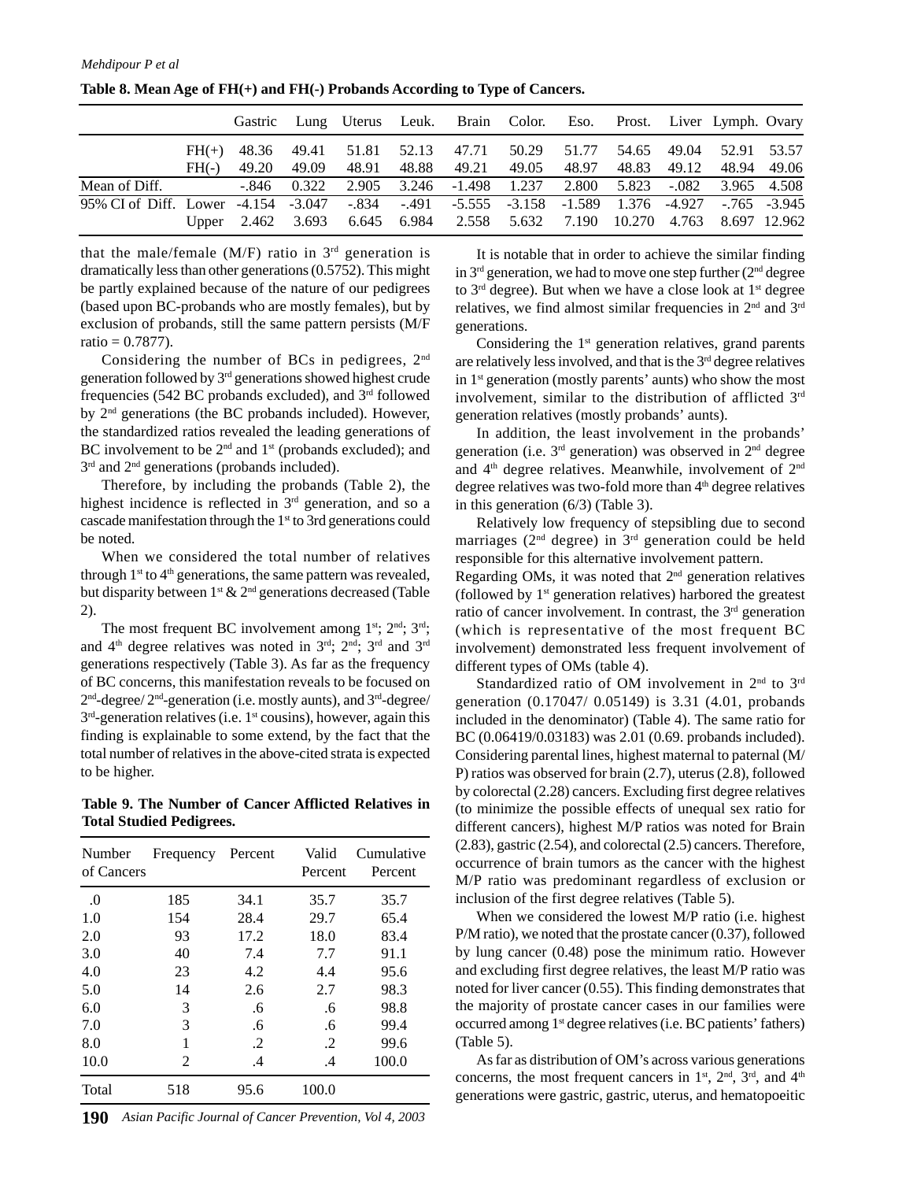**Table 8. Mean Age of FH(+) and FH(-) Probands According to Type of Cancers.**

| | | Gastric | Lung | Uterus | Leuk. | Brain | Color. | Eso. | Prost. | Liver | Lymph. | Ovary |
|---|---|---|---|---|---|---|---|---|---|---|---|---|
| | FH(+) | 48.36 | 49.41 | 51.81 | 52.13 | 47.71 | 50.29 | 51.77 | 54.65 | 49.04 | 52.91 | 53.57 |
| | FH(-) | 49.20 | 49.09 | 48.91 | 48.88 | 49.21 | 49.05 | 48.97 | 48.83 | 49.12 | 48.94 | 49.06 |
| Mean of Diff. | | -.846 | 0.322 | 2.905 | 3.246 | -1.498 | 1.237 | 2.800 | 5.823 | -.082 | 3.965 | 4.508 |
| 95% CI of Diff. | Lower | -4.154 | -3.047 | -.834 | -.491 | -5.555 | -3.158 | -1.589 | 1.376 | -4.927 | -.765 | -3.945 |
| | Upper | 2.462 | 3.693 | 6.645 | 6.984 | 2.558 | 5.632 | 7.190 | 10.270 | 4.763 | 8.697 | 12.962 |

that the male/female (M/F) ratio in 3rd generation is dramatically less than other generations (0.5752). This might be partly explained because of the nature of our pedigrees (based upon BC-probands who are mostly females), but by exclusion of probands, still the same pattern persists (M/F ratio = 0.7877).

Considering the number of BCs in pedigrees, 2nd generation followed by 3rd generations showed highest crude frequencies (542 BC probands excluded), and 3rd followed by 2nd generations (the BC probands included). However, the standardized ratios revealed the leading generations of BC involvement to be 2nd and 1st (probands excluded); and 3rd and 2nd generations (probands included).

Therefore, by including the probands (Table 2), the highest incidence is reflected in 3rd generation, and so a cascade manifestation through the 1st to 3rd generations could be noted.

When we considered the total number of relatives through 1st to 4th generations, the same pattern was revealed, but disparity between 1st & 2nd generations decreased (Table 2).

The most frequent BC involvement among 1st; 2nd; 3rd; and 4th degree relatives was noted in 3rd; 2nd; 3rd and 3rd generations respectively (Table 3). As far as the frequency of BC concerns, this manifestation reveals to be focused on 2nd-degree/ 2nd-generation (i.e. mostly aunts), and 3rd-degree/ 3rd-generation relatives (i.e. 1st cousins), however, again this finding is explainable to some extend, by the fact that the total number of relatives in the above-cited strata is expected to be higher.

**Table 9. The Number of Cancer Afflicted Relatives in Total Studied Pedigrees.**

| Number of Cancers | Frequency | Percent | Valid Percent | Cumulative Percent |
|---|---|---|---|---|
| .0 | 185 | 34.1 | 35.7 | 35.7 |
| 1.0 | 154 | 28.4 | 29.7 | 65.4 |
| 2.0 | 93 | 17.2 | 18.0 | 83.4 |
| 3.0 | 40 | 7.4 | 7.7 | 91.1 |
| 4.0 | 23 | 4.2 | 4.4 | 95.6 |
| 5.0 | 14 | 2.6 | 2.7 | 98.3 |
| 6.0 | 3 | .6 | .6 | 98.8 |
| 7.0 | 3 | .6 | .6 | 99.4 |
| 8.0 | 1 | .2 | .2 | 99.6 |
| 10.0 | 2 | .4 | .4 | 100.0 |
| Total | 518 | 95.6 | 100.0 | |

It is notable that in order to achieve the similar finding in 3rd generation, we had to move one step further (2nd degree to 3rd degree). But when we have a close look at 1st degree relatives, we find almost similar frequencies in 2nd and 3rd generations.

Considering the 1st generation relatives, grand parents are relatively less involved, and that is the 3rd degree relatives in 1st generation (mostly parents' aunts) who show the most involvement, similar to the distribution of afflicted 3rd generation relatives (mostly probands' aunts).

In addition, the least involvement in the probands' generation (i.e. 3rd generation) was observed in 2nd degree and 4th degree relatives. Meanwhile, involvement of 2nd degree relatives was two-fold more than 4th degree relatives in this generation (6/3) (Table 3).

Relatively low frequency of stepsibling due to second marriages (2nd degree) in 3rd generation could be held responsible for this alternative involvement pattern.

Regarding OMs, it was noted that 2nd generation relatives (followed by 1st generation relatives) harbored the greatest ratio of cancer involvement. In contrast, the 3rd generation (which is representative of the most frequent BC involvement) demonstrated less frequent involvement of different types of OMs (table 4).

Standardized ratio of OM involvement in 2nd to 3rd generation (0.17047/ 0.05149) is 3.31 (4.01, probands included in the denominator) (Table 4). The same ratio for BC (0.06419/0.03183) was 2.01 (0.69. probands included). Considering parental lines, highest maternal to paternal (M/P) ratios was observed for brain (2.7), uterus (2.8), followed by colorectal (2.28) cancers. Excluding first degree relatives (to minimize the possible effects of unequal sex ratio for different cancers), highest M/P ratios was noted for Brain (2.83), gastric (2.54), and colorectal (2.5) cancers. Therefore, occurrence of brain tumors as the cancer with the highest M/P ratio was predominant regardless of exclusion or inclusion of the first degree relatives (Table 5).

When we considered the lowest M/P ratio (i.e. highest P/M ratio), we noted that the prostate cancer (0.37), followed by lung cancer (0.48) pose the minimum ratio. However and excluding first degree relatives, the least M/P ratio was noted for liver cancer (0.55). This finding demonstrates that the majority of prostate cancer cases in our families were occurred among 1st degree relatives (i.e. BC patients' fathers) (Table 5).

As far as distribution of OM's across various generations concerns, the most frequent cancers in 1st, 2nd, 3rd, and 4th generations were gastric, gastric, uterus, and hematopoeitic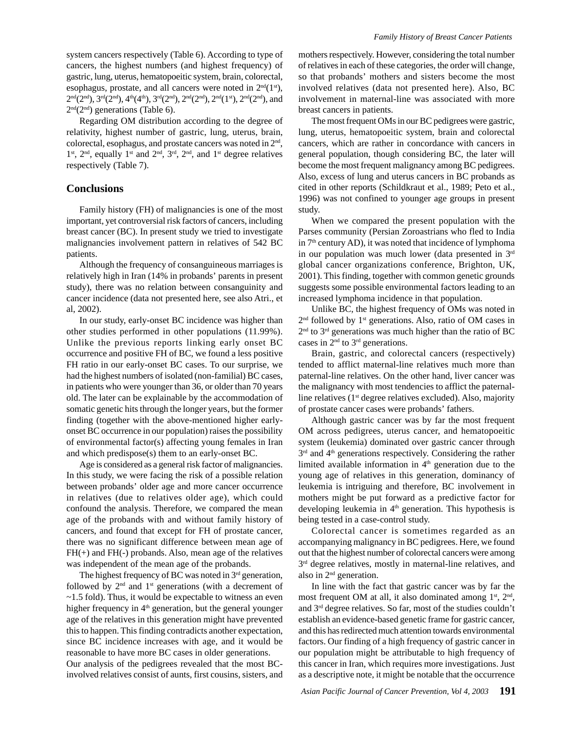system cancers respectively (Table 6). According to type of cancers, the highest numbers (and highest frequency) of gastric, lung, uterus, hematopoeitic system, brain, colorectal, esophagus, prostate, and all cancers were noted in 2nd(1st), 2nd(2nd), 3rd(2nd), 4th(4th), 3rd(2nd), 2nd(2nd), 2nd(1st), 2nd(2nd), and 2nd(2nd) generations (Table 6).

Regarding OM distribution according to the degree of relativity, highest number of gastric, lung, uterus, brain, colorectal, esophagus, and prostate cancers was noted in 2nd, 1st, 2nd, equally 1st and 2nd, 3rd, 2nd, and 1st degree relatives respectively (Table 7).

## Conclusions

Family history (FH) of malignancies is one of the most important, yet controversial risk factors of cancers, including breast cancer (BC). In present study we tried to investigate malignancies involvement pattern in relatives of 542 BC patients.

Although the frequency of consanguineous marriages is relatively high in Iran (14% in probands' parents in present study), there was no relation between consanguinity and cancer incidence (data not presented here, see also Atri., et al, 2002).

In our study, early-onset BC incidence was higher than other studies performed in other populations (11.99%). Unlike the previous reports linking early onset BC occurrence and positive FH of BC, we found a less positive FH ratio in our early-onset BC cases. To our surprise, we had the highest numbers of isolated (non-familial) BC cases, in patients who were younger than 36, or older than 70 years old. The later can be explainable by the accommodation of somatic genetic hits through the longer years, but the former finding (together with the above-mentioned higher early-onset BC occurrence in our population) raises the possibility of environmental factor(s) affecting young females in Iran and which predispose(s) them to an early-onset BC.

Age is considered as a general risk factor of malignancies. In this study, we were facing the risk of a possible relation between probands' older age and more cancer occurrence in relatives (due to relatives older age), which could confound the analysis. Therefore, we compared the mean age of the probands with and without family history of cancers, and found that except for FH of prostate cancer, there was no significant difference between mean age of FH(+) and FH(-) probands. Also, mean age of the relatives was independent of the mean age of the probands.

The highest frequency of BC was noted in 3rd generation, followed by 2nd and 1st generations (with a decrement of ~1.5 fold). Thus, it would be expectable to witness an even higher frequency in 4th generation, but the general younger age of the relatives in this generation might have prevented this to happen. This finding contradicts another expectation, since BC incidence increases with age, and it would be reasonable to have more BC cases in older generations.

Our analysis of the pedigrees revealed that the most BC-involved relatives consist of aunts, first cousins, sisters, and mothers respectively. However, considering the total number of relatives in each of these categories, the order will change, so that probands' mothers and sisters become the most involved relatives (data not presented here). Also, BC involvement in maternal-line was associated with more breast cancers in patients.

The most frequent OMs in our BC pedigrees were gastric, lung, uterus, hematopoeitic system, brain and colorectal cancers, which are rather in concordance with cancers in general population, though considering BC, the later will become the most frequent malignancy among BC pedigrees. Also, excess of lung and uterus cancers in BC probands as cited in other reports (Schildkraut et al., 1989; Peto et al., 1996) was not confined to younger age groups in present study.

When we compared the present population with the Parses community (Persian Zoroastrians who fled to India in 7th century AD), it was noted that incidence of lymphoma in our population was much lower (data presented in 3rd global cancer organizations conference, Brighton, UK, 2001). This finding, together with common genetic grounds suggests some possible environmental factors leading to an increased lymphoma incidence in that population.

Unlike BC, the highest frequency of OMs was noted in 2nd followed by 1st generations. Also, ratio of OM cases in 2nd to 3rd generations was much higher than the ratio of BC cases in 2nd to 3rd generations.

Brain, gastric, and colorectal cancers (respectively) tended to afflict maternal-line relatives much more than paternal-line relatives. On the other hand, liver cancer was the malignancy with most tendencies to afflict the paternal-line relatives (1st degree relatives excluded). Also, majority of prostate cancer cases were probands' fathers.

Although gastric cancer was by far the most frequent OM across pedigrees, uterus cancer, and hematopoeitic system (leukemia) dominated over gastric cancer through 3rd and 4th generations respectively. Considering the rather limited available information in 4th generation due to the young age of relatives in this generation, dominancy of leukemia is intriguing and therefore, BC involvement in mothers might be put forward as a predictive factor for developing leukemia in 4th generation. This hypothesis is being tested in a case-control study.

Colorectal cancer is sometimes regarded as an accompanying malignancy in BC pedigrees. Here, we found out that the highest number of colorectal cancers were among 3rd degree relatives, mostly in maternal-line relatives, and also in 2nd generation.

In line with the fact that gastric cancer was by far the most frequent OM at all, it also dominated among 1st, 2nd, and 3rd degree relatives. So far, most of the studies couldn't establish an evidence-based genetic frame for gastric cancer, and this has redirected much attention towards environmental factors. Our finding of a high frequency of gastric cancer in our population might be attributable to high frequency of this cancer in Iran, which requires more investigations. Just as a descriptive note, it might be notable that the occurrence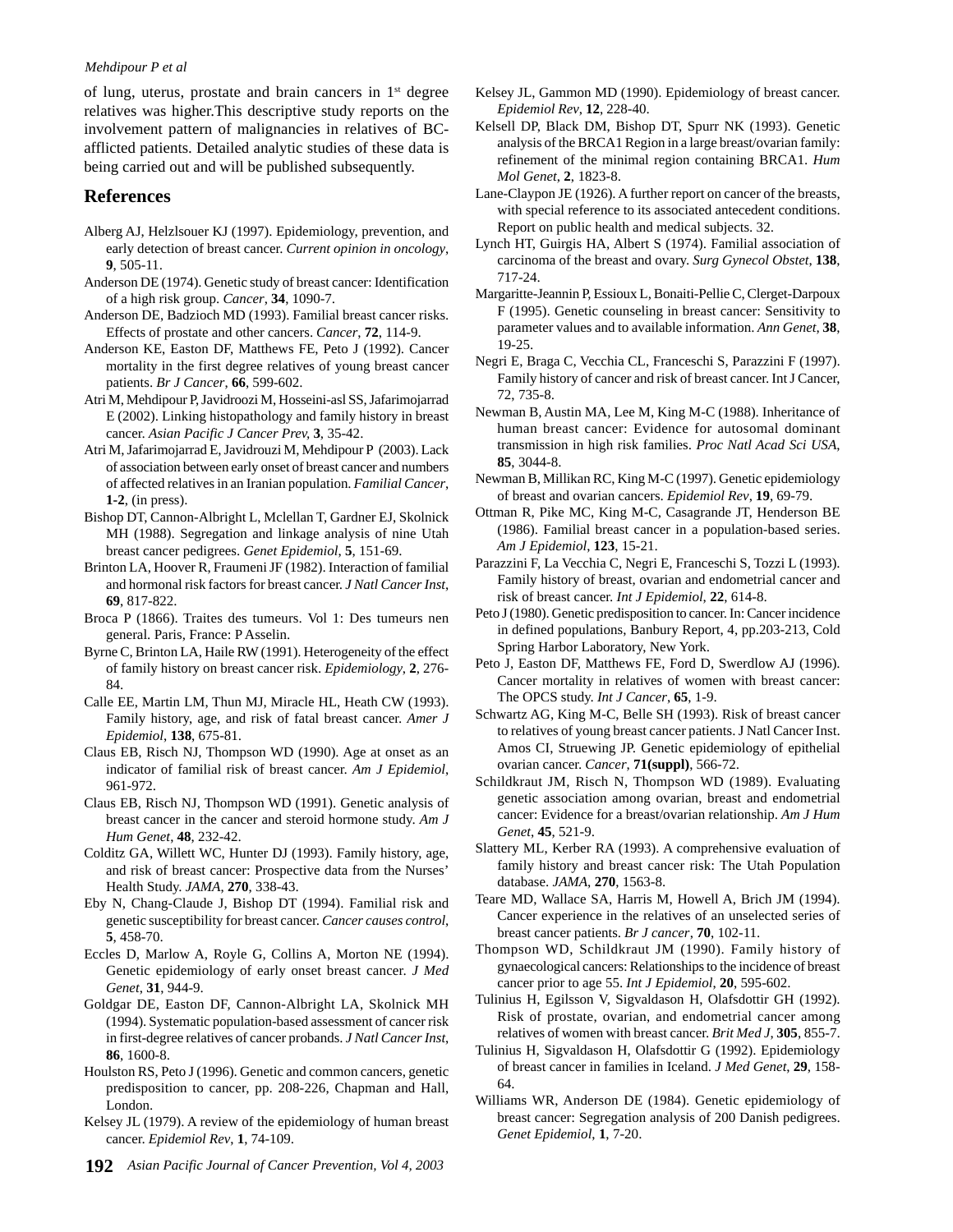of lung, uterus, prostate and brain cancers in 1st degree relatives was higher.This descriptive study reports on the involvement pattern of malignancies in relatives of BC-afflicted patients. Detailed analytic studies of these data is being carried out and will be published subsequently.

## References

Alberg AJ, Helzlsouer KJ (1997). Epidemiology, prevention, and early detection of breast cancer. *Current opinion in oncology*, **9**, 505-11.

Anderson DE (1974). Genetic study of breast cancer: Identification of a high risk group. *Cancer*, **34**, 1090-7.

Anderson DE, Badzioch MD (1993). Familial breast cancer risks. Effects of prostate and other cancers. *Cancer*, **72**, 114-9.

Anderson KE, Easton DF, Matthews FE, Peto J (1992). Cancer mortality in the first degree relatives of young breast cancer patients. *Br J Cancer*, **66**, 599-602.

Atri M, Mehdipour P, Javidroozi M, Hosseini-asl SS, Jafarimojarrad E (2002). Linking histopathology and family history in breast cancer. *Asian Pacific J Cancer Prev*, **3**, 35-42.

Atri M, Jafarimojarrad E, Javidrouzi M, Mehdipour P (2003). Lack of association between early onset of breast cancer and numbers of affected relatives in an Iranian population. *Familial Cancer*, **1-2**, (in press).

Bishop DT, Cannon-Albright L, Mclellan T, Gardner EJ, Skolnick MH (1988). Segregation and linkage analysis of nine Utah breast cancer pedigrees. *Genet Epidemiol*, **5**, 151-69.

Brinton LA, Hoover R, Fraumeni JF (1982). Interaction of familial and hormonal risk factors for breast cancer. *J Natl Cancer Inst*, **69**, 817-822.

Broca P (1866). Traites des tumeurs. Vol 1: Des tumeurs nen general. Paris, France: P Asselin.

Byrne C, Brinton LA, Haile RW (1991). Heterogeneity of the effect of family history on breast cancer risk. *Epidemiology*, **2**, 276-84.

Calle EE, Martin LM, Thun MJ, Miracle HL, Heath CW (1993). Family history, age, and risk of fatal breast cancer. *Amer J Epidemiol*, **138**, 675-81.

Claus EB, Risch NJ, Thompson WD (1990). Age at onset as an indicator of familial risk of breast cancer. *Am J Epidemiol*, 961-972.

Claus EB, Risch NJ, Thompson WD (1991). Genetic analysis of breast cancer in the cancer and steroid hormone study. *Am J Hum Genet*, **48**, 232-42.

Colditz GA, Willett WC, Hunter DJ (1993). Family history, age, and risk of breast cancer: Prospective data from the Nurses' Health Study. *JAMA*, **270**, 338-43.

Eby N, Chang-Claude J, Bishop DT (1994). Familial risk and genetic susceptibility for breast cancer. *Cancer causes control*, **5**, 458-70.

Eccles D, Marlow A, Royle G, Collins A, Morton NE (1994). Genetic epidemiology of early onset breast cancer. *J Med Genet*, **31**, 944-9.

Goldgar DE, Easton DF, Cannon-Albright LA, Skolnick MH (1994). Systematic population-based assessment of cancer risk in first-degree relatives of cancer probands. *J Natl Cancer Inst*, **86**, 1600-8.

Houlston RS, Peto J (1996). Genetic and common cancers, genetic predisposition to cancer, pp. 208-226, Chapman and Hall, London.

Kelsey JL (1979). A review of the epidemiology of human breast cancer. *Epidemiol Rev*, **1**, 74-109.

Kelsey JL, Gammon MD (1990). Epidemiology of breast cancer. *Epidemiol Rev*, **12**, 228-40.

Kelsell DP, Black DM, Bishop DT, Spurr NK (1993). Genetic analysis of the BRCA1 Region in a large breast/ovarian family: refinement of the minimal region containing BRCA1. *Hum Mol Genet*, **2**, 1823-8.

Lane-Claypon JE (1926). A further report on cancer of the breasts, with special reference to its associated antecedent conditions. Report on public health and medical subjects. 32.

Lynch HT, Guirgis HA, Albert S (1974). Familial association of carcinoma of the breast and ovary. *Surg Gynecol Obstet*, **138**, 717-24.

Margaritte-Jeannin P, Essioux L, Bonaiti-Pellie C, Clerget-Darpoux F (1995). Genetic counseling in breast cancer: Sensitivity to parameter values and to available information. *Ann Genet*, **38**, 19-25.

Negri E, Braga C, Vecchia CL, Franceschi S, Parazzini F (1997). Family history of cancer and risk of breast cancer. Int J Cancer, 72, 735-8.

Newman B, Austin MA, Lee M, King M-C (1988). Inheritance of human breast cancer: Evidence for autosomal dominant transmission in high risk families. *Proc Natl Acad Sci USA*, **85**, 3044-8.

Newman B, Millikan RC, King M-C (1997). Genetic epidemiology of breast and ovarian cancers. *Epidemiol Rev*, **19**, 69-79.

Ottman R, Pike MC, King M-C, Casagrande JT, Henderson BE (1986). Familial breast cancer in a population-based series. *Am J Epidemiol*, **123**, 15-21.

Parazzini F, La Vecchia C, Negri E, Franceschi S, Tozzi L (1993). Family history of breast, ovarian and endometrial cancer and risk of breast cancer. *Int J Epidemiol*, **22**, 614-8.

Peto J (1980). Genetic predisposition to cancer. In: Cancer incidence in defined populations, Banbury Report, 4, pp.203-213, Cold Spring Harbor Laboratory, New York.

Peto J, Easton DF, Matthews FE, Ford D, Swerdlow AJ (1996). Cancer mortality in relatives of women with breast cancer: The OPCS study. *Int J Cancer*, **65**, 1-9.

Schwartz AG, King M-C, Belle SH (1993). Risk of breast cancer to relatives of young breast cancer patients. J Natl Cancer Inst. Amos CI, Struewing JP. Genetic epidemiology of epithelial ovarian cancer. *Cancer*, **71(suppl)**, 566-72.

Schildkraut JM, Risch N, Thompson WD (1989). Evaluating genetic association among ovarian, breast and endometrial cancer: Evidence for a breast/ovarian relationship. *Am J Hum Genet*, **45**, 521-9.

Slattery ML, Kerber RA (1993). A comprehensive evaluation of family history and breast cancer risk: The Utah Population database. *JAMA*, **270**, 1563-8.

Teare MD, Wallace SA, Harris M, Howell A, Brich JM (1994). Cancer experience in the relatives of an unselected series of breast cancer patients. *Br J cancer*, **70**, 102-11.

Thompson WD, Schildkraut JM (1990). Family history of gynaecological cancers: Relationships to the incidence of breast cancer prior to age 55. *Int J Epidemiol*, **20**, 595-602.

Tulinius H, Egilsson V, Sigvaldason H, Olafsdottir GH (1992). Risk of prostate, ovarian, and endometrial cancer among relatives of women with breast cancer. *Brit Med J*, **305**, 855-7.

Tulinius H, Sigvaldason H, Olafsdottir G (1992). Epidemiology of breast cancer in families in Iceland. *J Med Genet*, **29**, 158-64.

Williams WR, Anderson DE (1984). Genetic epidemiology of breast cancer: Segregation analysis of 200 Danish pedigrees. *Genet Epidemiol*, **1**, 7-20.